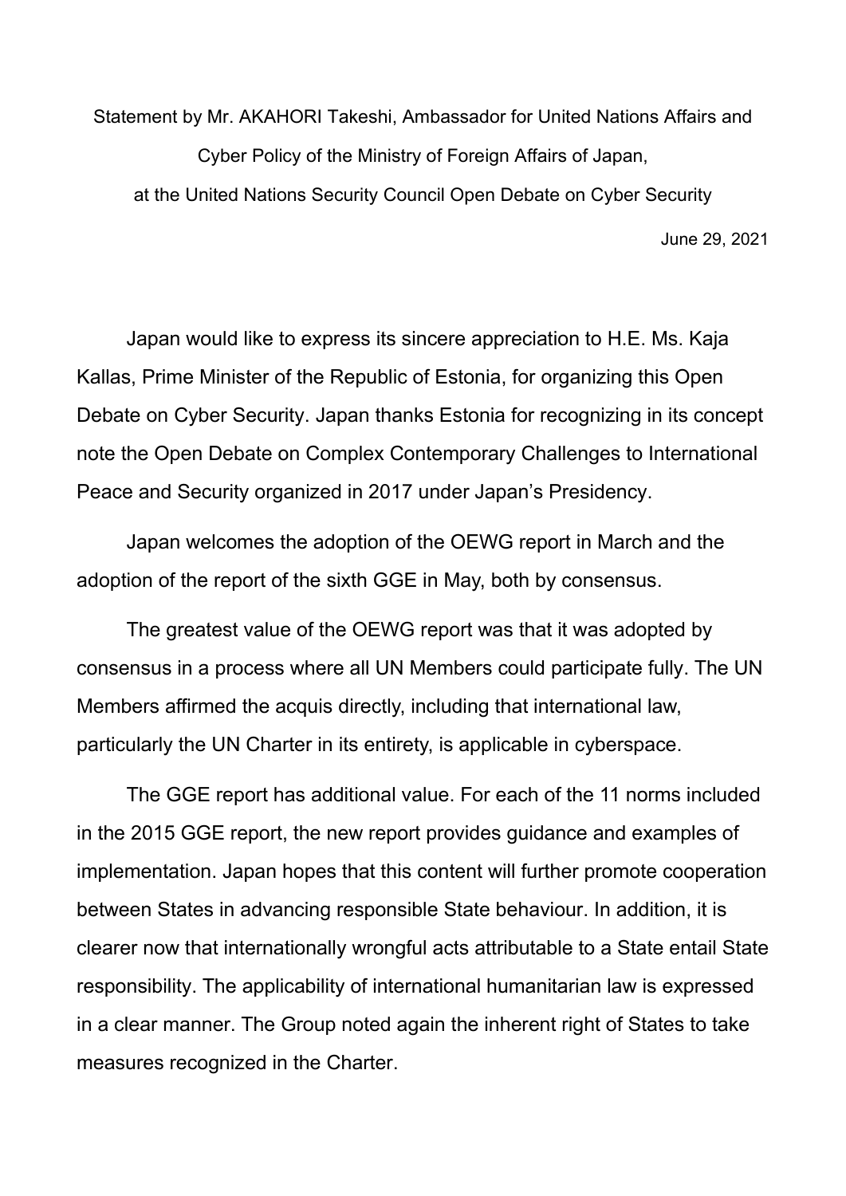Statement by Mr. AKAHORI Takeshi, Ambassador for United Nations Affairs and Cyber Policy of the Ministry of Foreign Affairs of Japan,

at the United Nations Security Council Open Debate on Cyber Security

June 29, 2021

Japan would like to express its sincere appreciation to H.E. Ms. Kaja Kallas, Prime Minister of the Republic of Estonia, for organizing this Open Debate on Cyber Security. Japan thanks Estonia for recognizing in its concept note the Open Debate on Complex Contemporary Challenges to International Peace and Security organized in 2017 under Japan's Presidency.

Japan welcomes the adoption of the OEWG report in March and the adoption of the report of the sixth GGE in May, both by consensus.

The greatest value of the OEWG report was that it was adopted by consensus in a process where all UN Members could participate fully. The UN Members affirmed the acquis directly, including that international law, particularly the UN Charter in its entirety, is applicable in cyberspace.

The GGE report has additional value. For each of the 11 norms included in the 2015 GGE report, the new report provides guidance and examples of implementation. Japan hopes that this content will further promote cooperation between States in advancing responsible State behaviour. In addition, it is clearer now that internationally wrongful acts attributable to a State entail State responsibility. The applicability of international humanitarian law is expressed in a clear manner. The Group noted again the inherent right of States to take measures recognized in the Charter.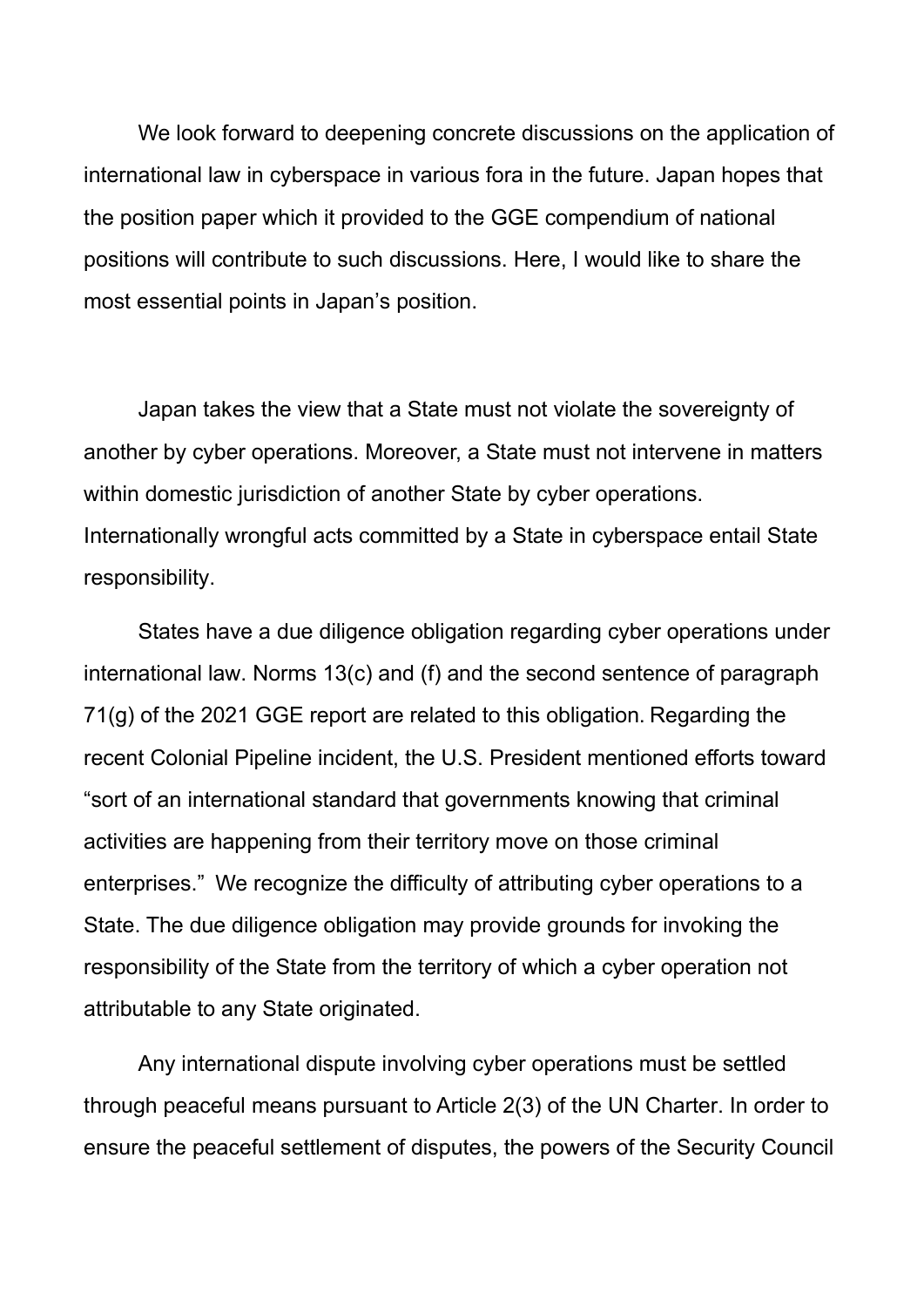We look forward to deepening concrete discussions on the application of international law in cyberspace in various fora in the future. Japan hopes that the position paper which it provided to the GGE compendium of national positions will contribute to such discussions. Here, I would like to share the most essential points in Japan's position.

Japan takes the view that a State must not violate the sovereignty of another by cyber operations. Moreover, a State must not intervene in matters within domestic jurisdiction of another State by cyber operations. Internationally wrongful acts committed by a State in cyberspace entail State responsibility.

States have a due diligence obligation regarding cyber operations under international law. Norms 13(c) and (f) and the second sentence of paragraph 71(g) of the 2021 GGE report are related to this obligation. Regarding the recent Colonial Pipeline incident, the U.S. President mentioned efforts toward "sort of an international standard that governments knowing that criminal activities are happening from their territory move on those criminal enterprises." We recognize the difficulty of attributing cyber operations to a State. The due diligence obligation may provide grounds for invoking the responsibility of the State from the territory of which a cyber operation not attributable to any State originated.

Any international dispute involving cyber operations must be settled through peaceful means pursuant to Article 2(3) of the UN Charter. In order to ensure the peaceful settlement of disputes, the powers of the Security Council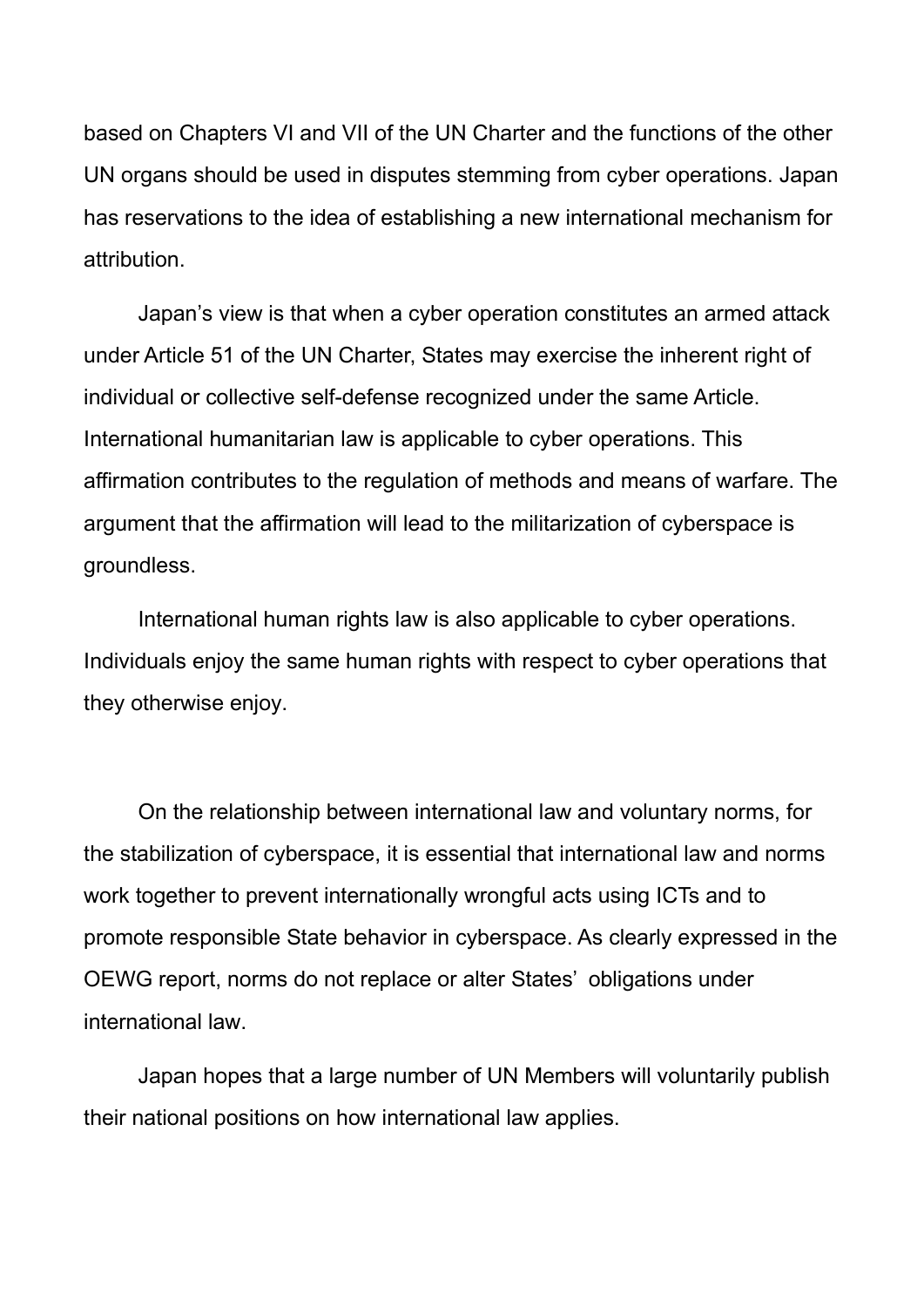based on Chapters VI and VII of the UN Charter and the functions of the other UN organs should be used in disputes stemming from cyber operations. Japan has reservations to the idea of establishing a new international mechanism for attribution.

Japan's view is that when a cyber operation constitutes an armed attack under Article 51 of the UN Charter, States may exercise the inherent right of individual or collective self-defense recognized under the same Article. International humanitarian law is applicable to cyber operations. This affirmation contributes to the regulation of methods and means of warfare. The argument that the affirmation will lead to the militarization of cyberspace is groundless.

International human rights law is also applicable to cyber operations. Individuals enjoy the same human rights with respect to cyber operations that they otherwise enjoy.

On the relationship between international law and voluntary norms, for the stabilization of cyberspace, it is essential that international law and norms work together to prevent internationally wrongful acts using ICTs and to promote responsible State behavior in cyberspace. As clearly expressed in the OEWG report, norms do not replace or alter States' obligations under international law.

Japan hopes that a large number of UN Members will voluntarily publish their national positions on how international law applies.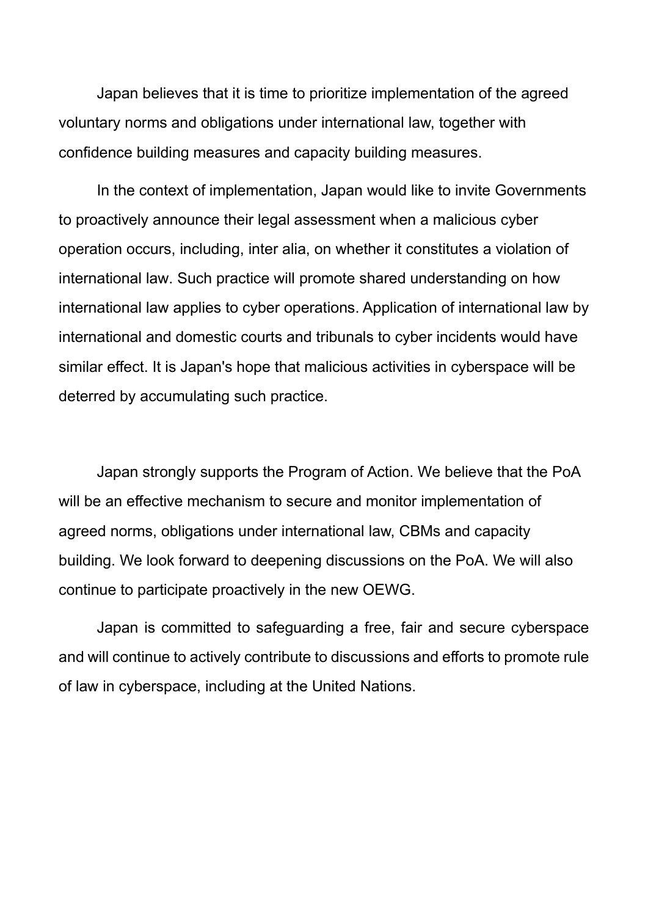Japan believes that it is time to prioritize implementation of the agreed voluntary norms and obligations under international law, together with confidence building measures and capacity building measures.

In the context of implementation, Japan would like to invite Governments to proactively announce their legal assessment when a malicious cyber operation occurs, including, inter alia, on whether it constitutes a violation of international law. Such practice will promote shared understanding on how international law applies to cyber operations. Application of international law by international and domestic courts and tribunals to cyber incidents would have similar effect. It is Japan's hope that malicious activities in cyberspace will be deterred by accumulating such practice.

Japan strongly supports the Program of Action. We believe that the PoA will be an effective mechanism to secure and monitor implementation of agreed norms, obligations under international law, CBMs and capacity building. We look forward to deepening discussions on the PoA. We will also continue to participate proactively in the new OEWG.

Japan is committed to safeguarding a free, fair and secure cyberspace and will continue to actively contribute to discussions and efforts to promote rule of law in cyberspace, including at the United Nations.